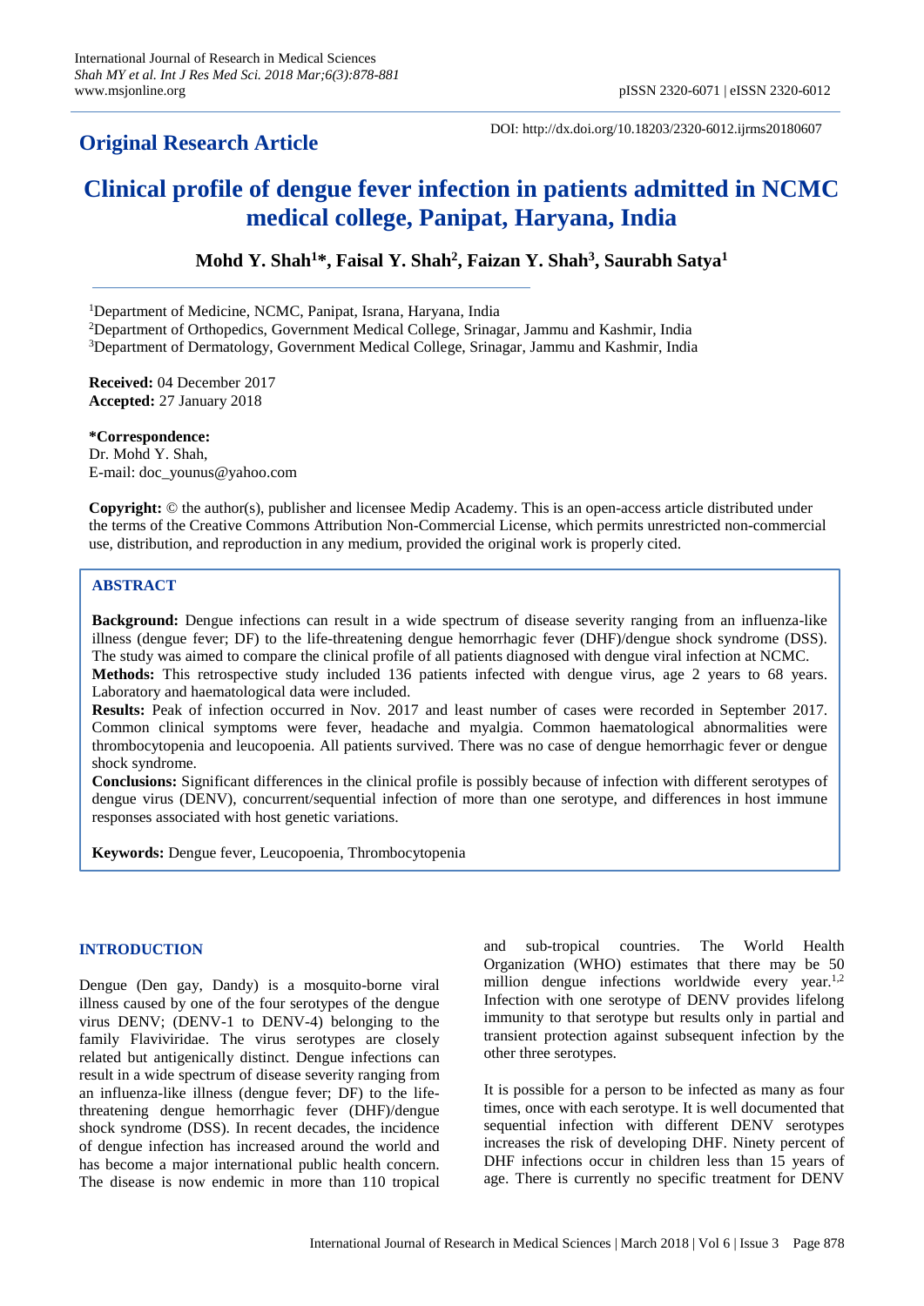# Original Research Article

DOI: http://dx.doi.org/10.18203/2320-6012.ijrms20180607

# Clinical profile of dengue fever infection in patients admitted in NCMC medical college, Panipat, Haryana, India

**Mohd Y. Shah[1]*, Faisal Y. Shah[2], Faizan Y. Shah[3], Saurabh Satya[1]**

[1]Department of Medicine, NCMC, Panipat, Israna, Haryana, India
[2]Department of Orthopedics, Government Medical College, Srinagar, Jammu and Kashmir, India
[3]Department of Dermatology, Government Medical College, Srinagar, Jammu and Kashmir, India

**Received:** 04 December 2017
**Accepted:** 27 January 2018

***Correspondence:**
Dr. Mohd Y. Shah,
E-mail: doc_younus@yahoo.com

**Copyright:** © the author(s), publisher and licensee Medip Academy. This is an open-access article distributed under the terms of the Creative Commons Attribution Non-Commercial License, which permits unrestricted non-commercial use, distribution, and reproduction in any medium, provided the original work is properly cited.

## ABSTRACT

**Background:** Dengue infections can result in a wide spectrum of disease severity ranging from an influenza-like illness (dengue fever; DF) to the life-threatening dengue hemorrhagic fever (DHF)/dengue shock syndrome (DSS). The study was aimed to compare the clinical profile of all patients diagnosed with dengue viral infection at NCMC.

**Methods:** This retrospective study included 136 patients infected with dengue virus, age 2 years to 68 years. Laboratory and haematological data were included.

**Results:** Peak of infection occurred in Nov. 2017 and least number of cases were recorded in September 2017. Common clinical symptoms were fever, headache and myalgia. Common haematological abnormalities were thrombocytopenia and leucopoenia. All patients survived. There was no case of dengue hemorrhagic fever or dengue shock syndrome.

**Conclusions:** Significant differences in the clinical profile is possibly because of infection with different serotypes of dengue virus (DENV), concurrent/sequential infection of more than one serotype, and differences in host immune responses associated with host genetic variations.

**Keywords:** Dengue fever, Leucopoenia, Thrombocytopenia

## INTRODUCTION

Dengue (Den gay, Dandy) is a mosquito-borne viral illness caused by one of the four serotypes of the dengue virus DENV; (DENV-1 to DENV-4) belonging to the family Flaviviridae. The virus serotypes are closely related but antigenically distinct. Dengue infections can result in a wide spectrum of disease severity ranging from an influenza-like illness (dengue fever; DF) to the life-threatening dengue hemorrhagic fever (DHF)/dengue shock syndrome (DSS). In recent decades, the incidence of dengue infection has increased around the world and has become a major international public health concern. The disease is now endemic in more than 110 tropical and sub-tropical countries. The World Health Organization (WHO) estimates that there may be 50 million dengue infections worldwide every year.[1,2] Infection with one serotype of DENV provides lifelong immunity to that serotype but results only in partial and transient protection against subsequent infection by the other three serotypes.

It is possible for a person to be infected as many as four times, once with each serotype. It is well documented that sequential infection with different DENV serotypes increases the risk of developing DHF. Ninety percent of DHF infections occur in children less than 15 years of age. There is currently no specific treatment for DENV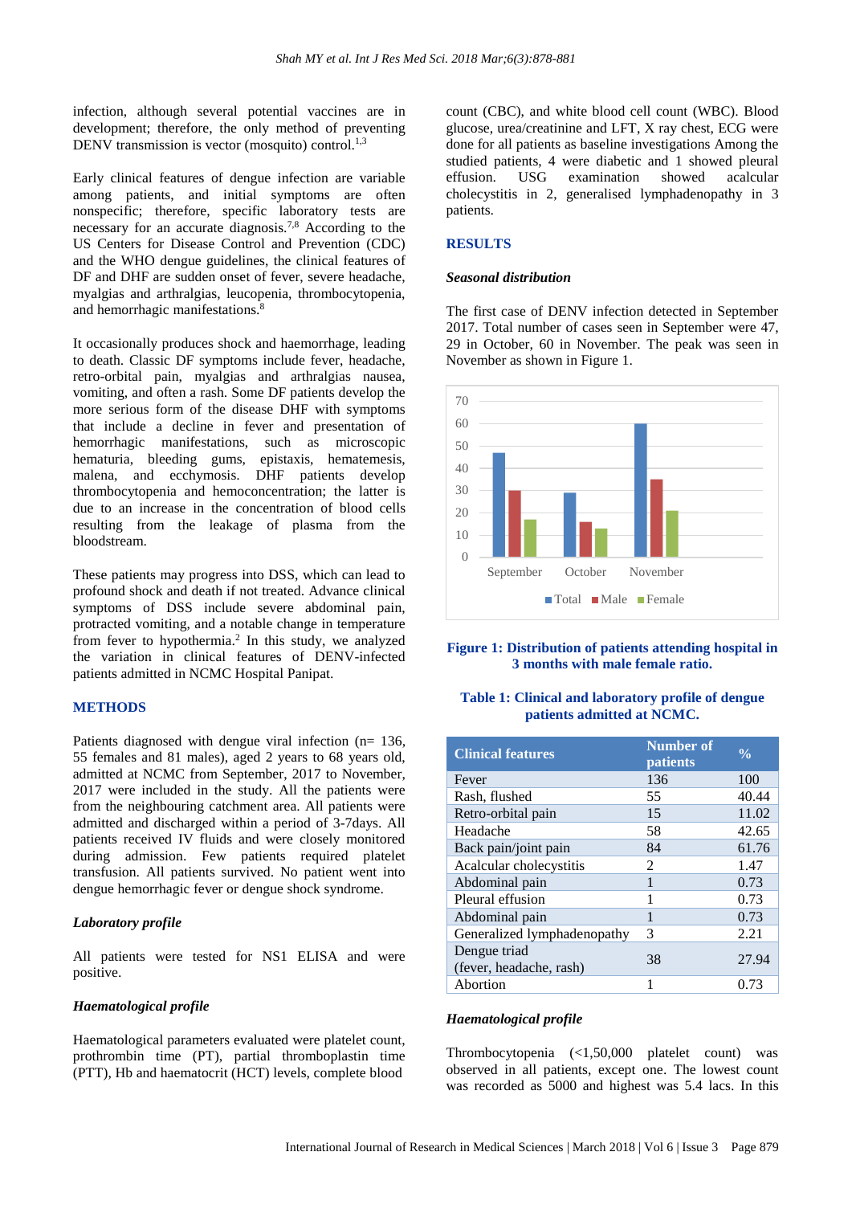infection, although several potential vaccines are in development; therefore, the only method of preventing DENV transmission is vector (mosquito) control.[1,3]

Early clinical features of dengue infection are variable among patients, and initial symptoms are often nonspecific; therefore, specific laboratory tests are necessary for an accurate diagnosis.[7,8] According to the US Centers for Disease Control and Prevention (CDC) and the WHO dengue guidelines, the clinical features of DF and DHF are sudden onset of fever, severe headache, myalgias and arthralgias, leucopenia, thrombocytopenia, and hemorrhagic manifestations.[8]

It occasionally produces shock and haemorrhage, leading to death. Classic DF symptoms include fever, headache, retro-orbital pain, myalgias and arthralgias nausea, vomiting, and often a rash. Some DF patients develop the more serious form of the disease DHF with symptoms that include a decline in fever and presentation of hemorrhagic manifestations, such as microscopic hematuria, bleeding gums, epistaxis, hematemesis, malena, and ecchymosis. DHF patients develop thrombocytopenia and hemoconcentration; the latter is due to an increase in the concentration of blood cells resulting from the leakage of plasma from the bloodstream.

These patients may progress into DSS, which can lead to profound shock and death if not treated. Advance clinical symptoms of DSS include severe abdominal pain, protracted vomiting, and a notable change in temperature from fever to hypothermia.[2] In this study, we analyzed the variation in clinical features of DENV-infected patients admitted in NCMC Hospital Panipat.

## METHODS

Patients diagnosed with dengue viral infection (n= 136, 55 females and 81 males), aged 2 years to 68 years old, admitted at NCMC from September, 2017 to November, 2017 were included in the study. All the patients were from the neighbouring catchment area. All patients were admitted and discharged within a period of 3-7days. All patients received IV fluids and were closely monitored during admission. Few patients required platelet transfusion. All patients survived. No patient went into dengue hemorrhagic fever or dengue shock syndrome.

### *Laboratory profile*

All patients were tested for NS1 ELISA and were positive.

### *Haematological profile*

Haematological parameters evaluated were platelet count, prothrombin time (PT), partial thromboplastin time (PTT), Hb and haematocrit (HCT) levels, complete blood count (CBC), and white blood cell count (WBC). Blood glucose, urea/creatinine and LFT, X ray chest, ECG were done for all patients as baseline investigations Among the studied patients, 4 were diabetic and 1 showed pleural effusion. USG examination showed acalcular cholecystitis in 2, generalised lymphadenopathy in 3 patients.

## RESULTS

### *Seasonal distribution*

The first case of DENV infection detected in September 2017. Total number of cases seen in September were 47, 29 in October, 60 in November. The peak was seen in November as shown in Figure 1.

| | Total | Male | Female |
|---|---|---|---|
| September | 47 | 30 | 17 |
| October | 29 | 16 | 13 |
| November | 60 | 35 | 21 |

**Figure 1: Distribution of patients attending hospital in 3 months with male female ratio.**

**Table 1: Clinical and laboratory profile of dengue patients admitted at NCMC.**

| Clinical features | Number of patients | % |
|---|---|---|
| Fever | 136 | 100 |
| Rash, flushed | 55 | 40.44 |
| Retro-orbital pain | 15 | 11.02 |
| Headache | 58 | 42.65 |
| Back pain/joint pain | 84 | 61.76 |
| Acalcular cholecystitis | 2 | 1.47 |
| Abdominal pain | 1 | 0.73 |
| Pleural effusion | 1 | 0.73 |
| Abdominal pain | 1 | 0.73 |
| Generalized lymphadenopathy | 3 | 2.21 |
| Dengue triad (fever, headache, rash) | 38 | 27.94 |
| Abortion | 1 | 0.73 |

### *Haematological profile*

Thrombocytopenia (<1,50,000 platelet count) was observed in all patients, except one. The lowest count was recorded as 5000 and highest was 5.4 lacs. In this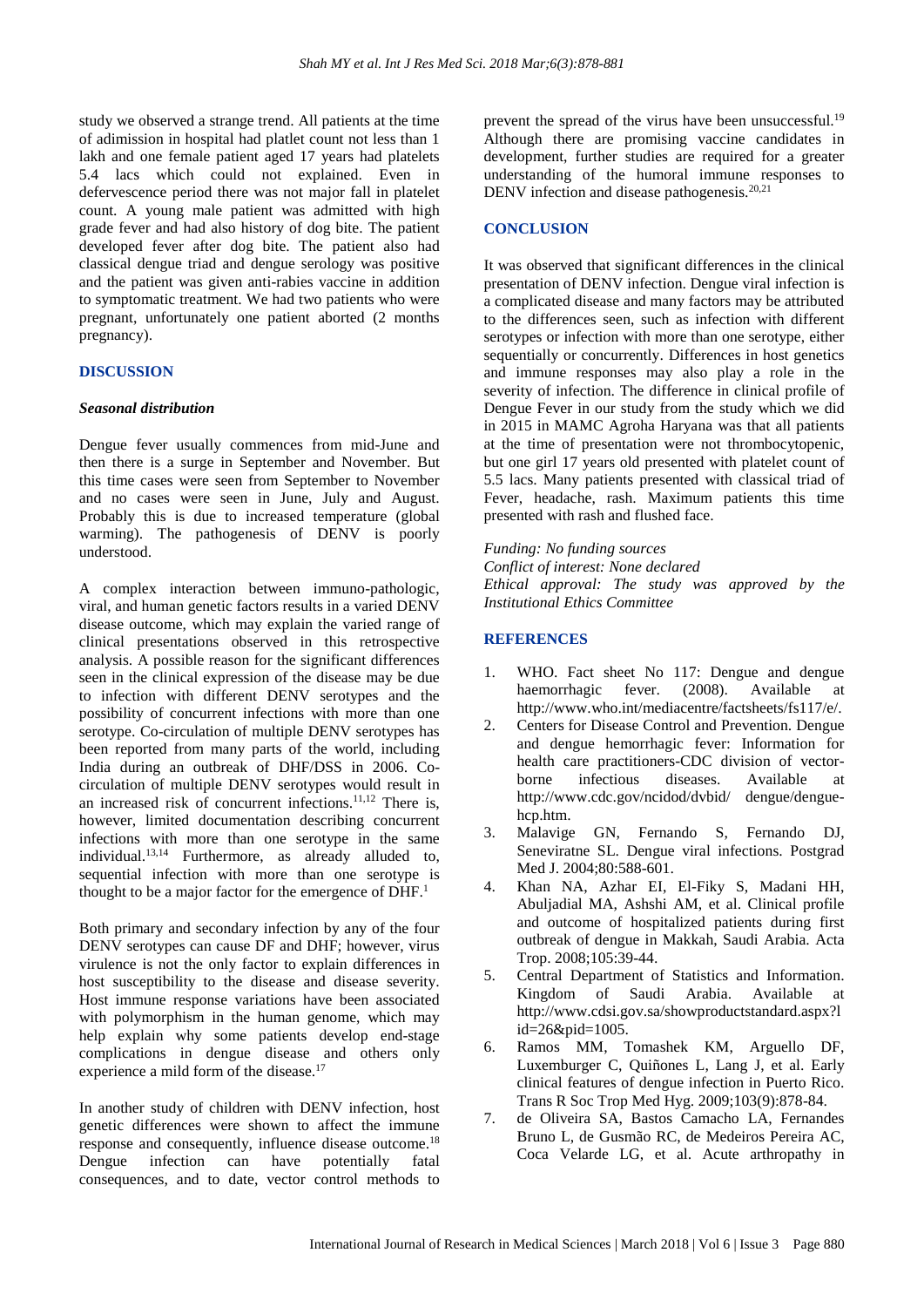study we observed a strange trend. All patients at the time of adimission in hospital had platlet count not less than 1 lakh and one female patient aged 17 years had platelets 5.4 lacs which could not explained. Even in defervescence period there was not major fall in platelet count. A young male patient was admitted with high grade fever and had also history of dog bite. The patient developed fever after dog bite. The patient also had classical dengue triad and dengue serology was positive and the patient was given anti-rabies vaccine in addition to symptomatic treatment. We had two patients who were pregnant, unfortunately one patient aborted (2 months pregnancy).

## DISCUSSION

### *Seasonal distribution*

Dengue fever usually commences from mid-June and then there is a surge in September and November. But this time cases were seen from September to November and no cases were seen in June, July and August. Probably this is due to increased temperature (global warming). The pathogenesis of DENV is poorly understood.

A complex interaction between immuno-pathologic, viral, and human genetic factors results in a varied DENV disease outcome, which may explain the varied range of clinical presentations observed in this retrospective analysis. A possible reason for the significant differences seen in the clinical expression of the disease may be due to infection with different DENV serotypes and the possibility of concurrent infections with more than one serotype. Co-circulation of multiple DENV serotypes has been reported from many parts of the world, including India during an outbreak of DHF/DSS in 2006. Co-circulation of multiple DENV serotypes would result in an increased risk of concurrent infections.[11,12] There is, however, limited documentation describing concurrent infections with more than one serotype in the same individual.[13,14] Furthermore, as already alluded to, sequential infection with more than one serotype is thought to be a major factor for the emergence of DHF.[1]

Both primary and secondary infection by any of the four DENV serotypes can cause DF and DHF; however, virus virulence is not the only factor to explain differences in host susceptibility to the disease and disease severity. Host immune response variations have been associated with polymorphism in the human genome, which may help explain why some patients develop end-stage complications in dengue disease and others only experience a mild form of the disease.[17]

In another study of children with DENV infection, host genetic differences were shown to affect the immune response and consequently, influence disease outcome.[18] Dengue infection can have potentially fatal consequences, and to date, vector control methods to prevent the spread of the virus have been unsuccessful.[19] Although there are promising vaccine candidates in development, further studies are required for a greater understanding of the humoral immune responses to DENV infection and disease pathogenesis.[20,21]

## CONCLUSION

It was observed that significant differences in the clinical presentation of DENV infection. Dengue viral infection is a complicated disease and many factors may be attributed to the differences seen, such as infection with different serotypes or infection with more than one serotype, either sequentially or concurrently. Differences in host genetics and immune responses may also play a role in the severity of infection. The difference in clinical profile of Dengue Fever in our study from the study which we did in 2015 in MAMC Agroha Haryana was that all patients at the time of presentation were not thrombocytopenic, but one girl 17 years old presented with platelet count of 5.5 lacs. Many patients presented with classical triad of Fever, headache, rash. Maximum patients this time presented with rash and flushed face.

*Funding: No funding sources*
*Conflict of interest: None declared*
*Ethical approval: The study was approved by the Institutional Ethics Committee*

## REFERENCES

1. WHO. Fact sheet No 117: Dengue and dengue haemorrhagic fever. (2008). Available at http://www.who.int/mediacentre/factsheets/fs117/e/.
2. Centers for Disease Control and Prevention. Dengue and dengue hemorrhagic fever: Information for health care practitioners-CDC division of vector-borne infectious diseases. Available at http://www.cdc.gov/ncidod/dvbid/ dengue/dengue-hcp.htm.
3. Malavige GN, Fernando S, Fernando DJ, Seneviratne SL. Dengue viral infections. Postgrad Med J. 2004;80:588-601.
4. Khan NA, Azhar EI, El-Fiky S, Madani HH, Abuljadial MA, Ashshi AM, et al. Clinical profile and outcome of hospitalized patients during first outbreak of dengue in Makkah, Saudi Arabia. Acta Trop. 2008;105:39-44.
5. Central Department of Statistics and Information. Kingdom of Saudi Arabia. Available at http://www.cdsi.gov.sa/showproductstandard.aspx?lid=26&pid=1005.
6. Ramos MM, Tomashek KM, Arguello DF, Luxemburger C, Quiñones L, Lang J, et al. Early clinical features of dengue infection in Puerto Rico. Trans R Soc Trop Med Hyg. 2009;103(9):878-84.
7. de Oliveira SA, Bastos Camacho LA, Fernandes Bruno L, de Gusmão RC, de Medeiros Pereira AC, Coca Velarde LG, et al. Acute arthropathy in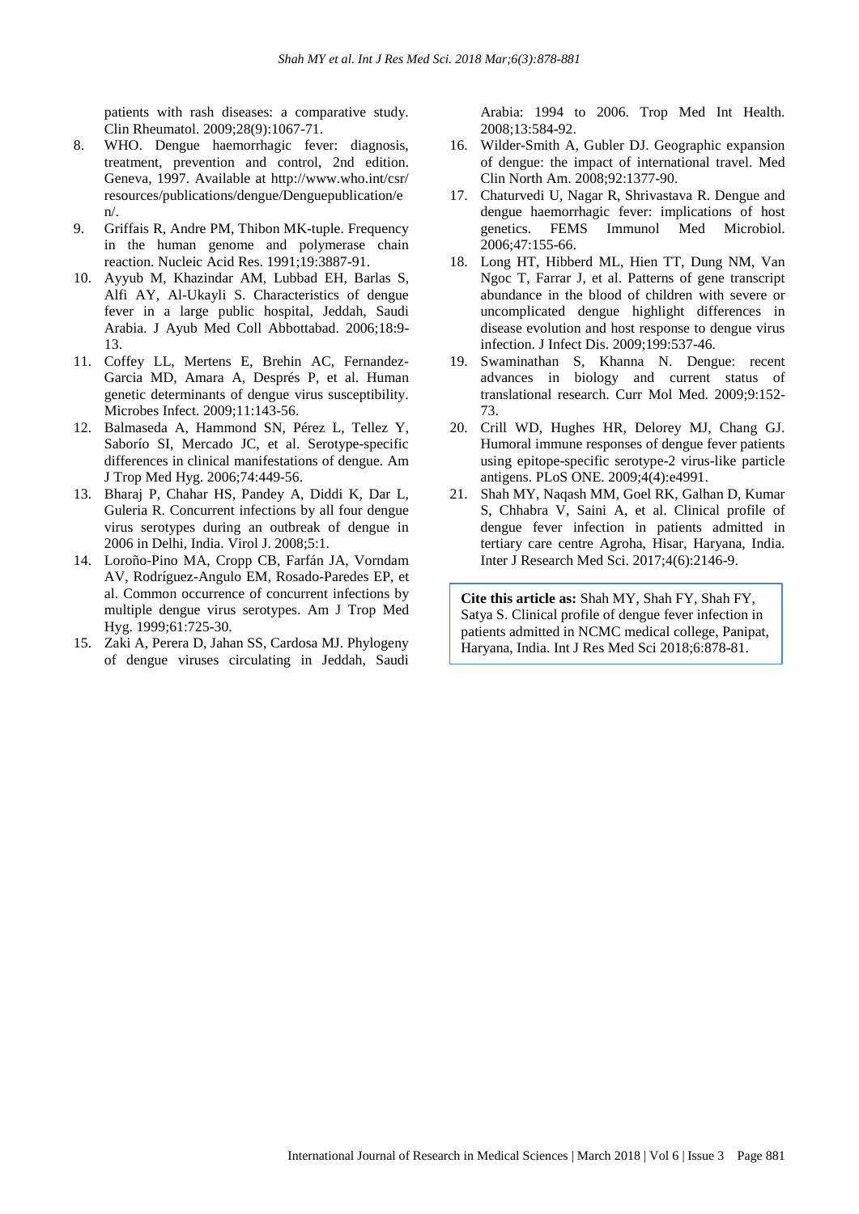patients with rash diseases: a comparative study. Clin Rheumatol. 2009;28(9):1067-71.

8. WHO. Dengue haemorrhagic fever: diagnosis, treatment, prevention and control, 2nd edition. Geneva, 1997. Available at http://www.who.int/csr/resources/publications/dengue/Denguepublication/en/.
9. Griffais R, Andre PM, Thibon MK-tuple. Frequency in the human genome and polymerase chain reaction. Nucleic Acid Res. 1991;19:3887-91.
10. Ayyub M, Khazindar AM, Lubbad EH, Barlas S, Alfi AY, Al-Ukayli S. Characteristics of dengue fever in a large public hospital, Jeddah, Saudi Arabia. J Ayub Med Coll Abbottabad. 2006;18:9-13.
11. Coffey LL, Mertens E, Brehin AC, Fernandez-Garcia MD, Amara A, Després P, et al. Human genetic determinants of dengue virus susceptibility. Microbes Infect. 2009;11:143-56.
12. Balmaseda A, Hammond SN, Pérez L, Tellez Y, Saborío SI, Mercado JC, et al. Serotype-specific differences in clinical manifestations of dengue. Am J Trop Med Hyg. 2006;74:449-56.
13. Bharaj P, Chahar HS, Pandey A, Diddi K, Dar L, Guleria R. Concurrent infections by all four dengue virus serotypes during an outbreak of dengue in 2006 in Delhi, India. Virol J. 2008;5:1.
14. Loroño-Pino MA, Cropp CB, Farfán JA, Vorndam AV, Rodríguez-Angulo EM, Rosado-Paredes EP, et al. Common occurrence of concurrent infections by multiple dengue virus serotypes. Am J Trop Med Hyg. 1999;61:725-30.
15. Zaki A, Perera D, Jahan SS, Cardosa MJ. Phylogeny of dengue viruses circulating in Jeddah, Saudi Arabia: 1994 to 2006. Trop Med Int Health. 2008;13:584-92.
16. Wilder-Smith A, Gubler DJ. Geographic expansion of dengue: the impact of international travel. Med Clin North Am. 2008;92:1377-90.
17. Chaturvedi U, Nagar R, Shrivastava R. Dengue and dengue haemorrhagic fever: implications of host genetics. FEMS Immunol Med Microbiol. 2006;47:155-66.
18. Long HT, Hibberd ML, Hien TT, Dung NM, Van Ngoc T, Farrar J, et al. Patterns of gene transcript abundance in the blood of children with severe or uncomplicated dengue highlight differences in disease evolution and host response to dengue virus infection. J Infect Dis. 2009;199:537-46.
19. Swaminathan S, Khanna N. Dengue: recent advances in biology and current status of translational research. Curr Mol Med. 2009;9:152-73.
20. Crill WD, Hughes HR, Delorey MJ, Chang GJ. Humoral immune responses of dengue fever patients using epitope-specific serotype-2 virus-like particle antigens. PLoS ONE. 2009;4(4):e4991.
21. Shah MY, Naqash MM, Goel RK, Galhan D, Kumar S, Chhabra V, Saini A, et al. Clinical profile of dengue fever infection in patients admitted in tertiary care centre Agroha, Hisar, Haryana, India. Inter J Research Med Sci. 2017;4(6):2146-9.

**Cite this article as:** Shah MY, Shah FY, Shah FY, Satya S. Clinical profile of dengue fever infection in patients admitted in NCMC medical college, Panipat, Haryana, India. Int J Res Med Sci 2018;6:878-81.